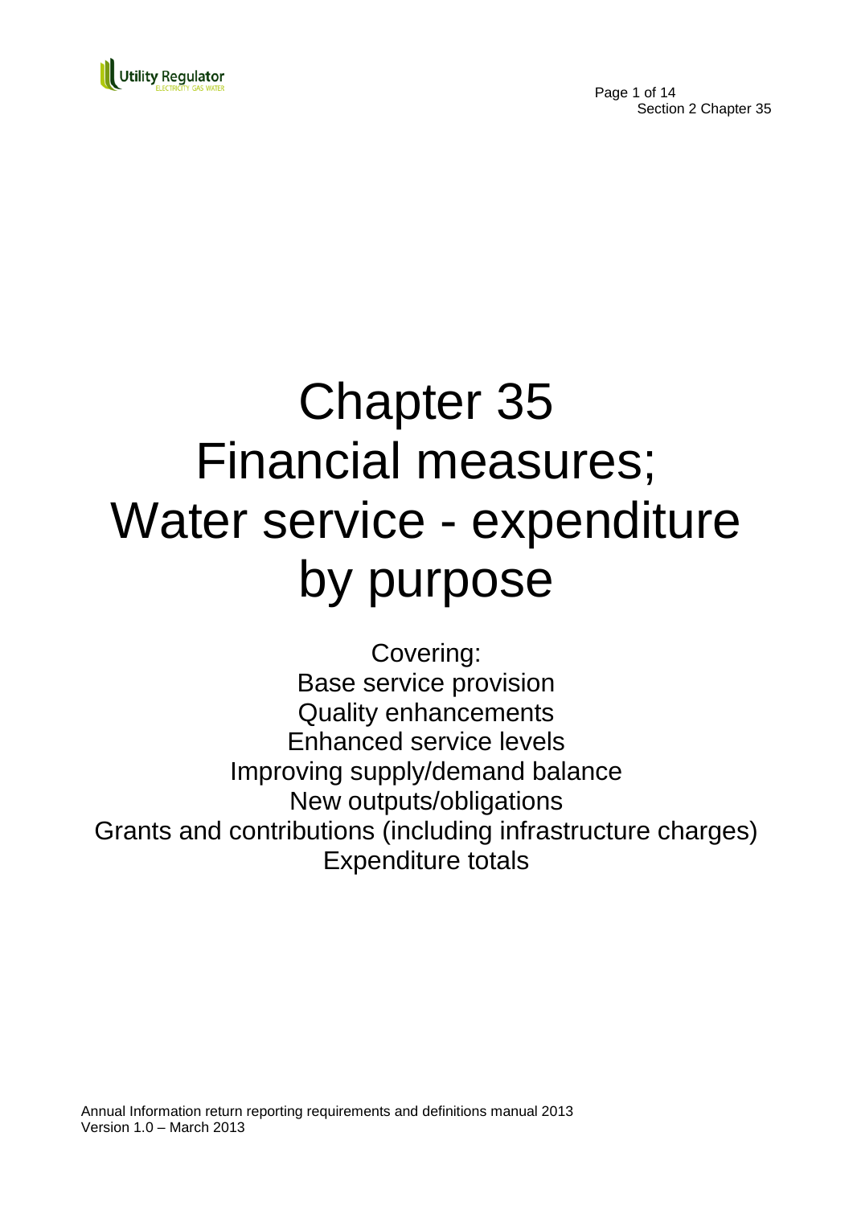# Chapter 35
# Financial measures; Water service - expenditure by purpose

Covering:
Base service provision
Quality enhancements
Enhanced service levels
Improving supply/demand balance
New outputs/obligations
Grants and contributions (including infrastructure charges)
Expenditure totals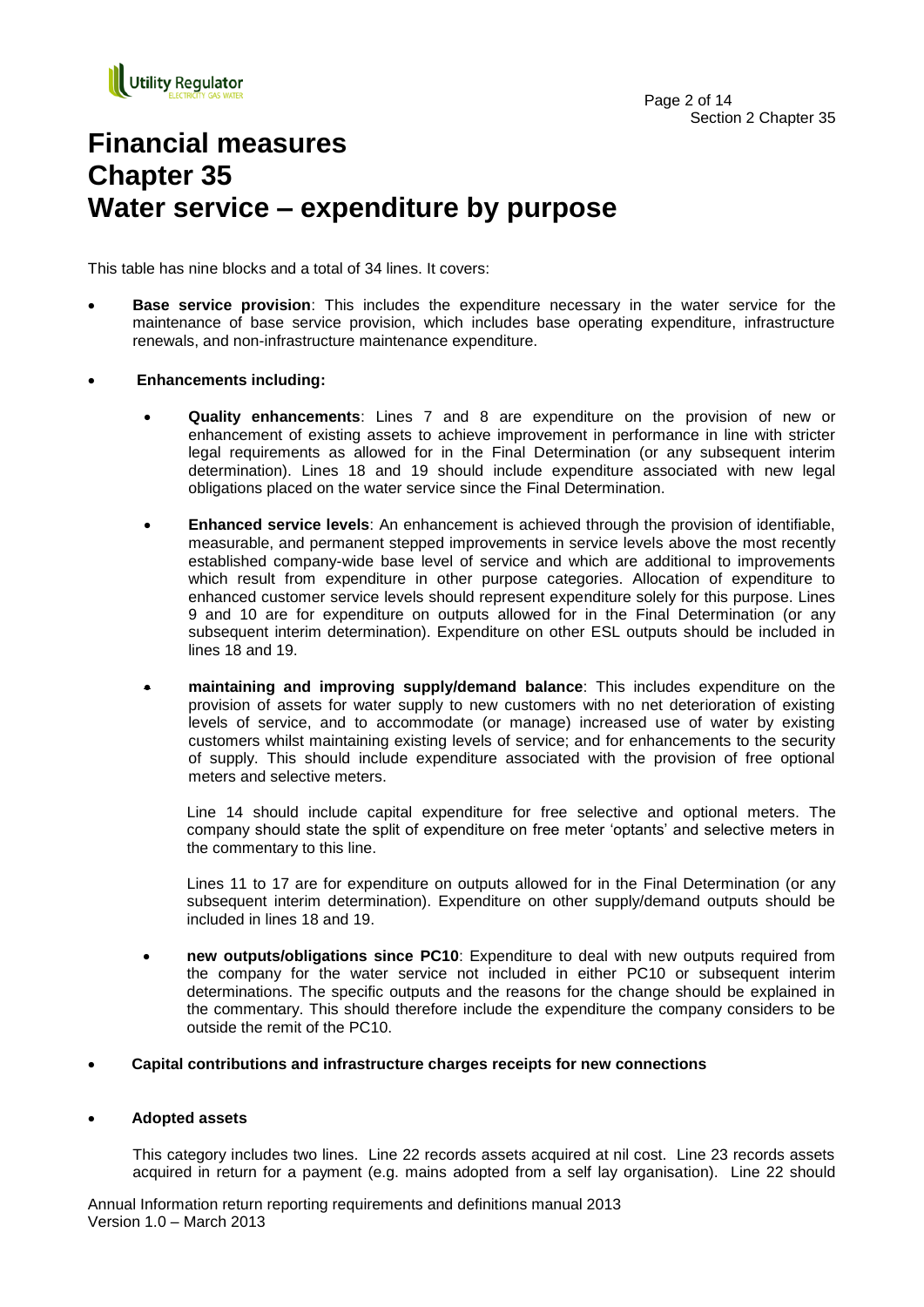# Financial measures
# Chapter 35
# Water service – expenditure by purpose

This table has nine blocks and a total of 34 lines. It covers:

- **Base service provision**: This includes the expenditure necessary in the water service for the maintenance of base service provision, which includes base operating expenditure, infrastructure renewals, and non-infrastructure maintenance expenditure.

- **Enhancements including:**

  - **Quality enhancements**: Lines 7 and 8 are expenditure on the provision of new or enhancement of existing assets to achieve improvement in performance in line with stricter legal requirements as allowed for in the Final Determination (or any subsequent interim determination). Lines 18 and 19 should include expenditure associated with new legal obligations placed on the water service since the Final Determination.

  - **Enhanced service levels**: An enhancement is achieved through the provision of identifiable, measurable, and permanent stepped improvements in service levels above the most recently established company-wide base level of service and which are additional to improvements which result from expenditure in other purpose categories. Allocation of expenditure to enhanced customer service levels should represent expenditure solely for this purpose. Lines 9 and 10 are for expenditure on outputs allowed for in the Final Determination (or any subsequent interim determination). Expenditure on other ESL outputs should be included in lines 18 and 19.

  - **maintaining and improving supply/demand balance**: This includes expenditure on the provision of assets for water supply to new customers with no net deterioration of existing levels of service, and to accommodate (or manage) increased use of water by existing customers whilst maintaining existing levels of service; and for enhancements to the security of supply. This should include expenditure associated with the provision of free optional meters and selective meters.

    Line 14 should include capital expenditure for free selective and optional meters. The company should state the split of expenditure on free meter 'optants' and selective meters in the commentary to this line.

    Lines 11 to 17 are for expenditure on outputs allowed for in the Final Determination (or any subsequent interim determination). Expenditure on other supply/demand outputs should be included in lines 18 and 19.

  - **new outputs/obligations since PC10**: Expenditure to deal with new outputs required from the company for the water service not included in either PC10 or subsequent interim determinations. The specific outputs and the reasons for the change should be explained in the commentary. This should therefore include the expenditure the company considers to be outside the remit of the PC10.

- **Capital contributions and infrastructure charges receipts for new connections**

- **Adopted assets**

  This category includes two lines. Line 22 records assets acquired at nil cost. Line 23 records assets acquired in return for a payment (e.g. mains adopted from a self lay organisation). Line 22 should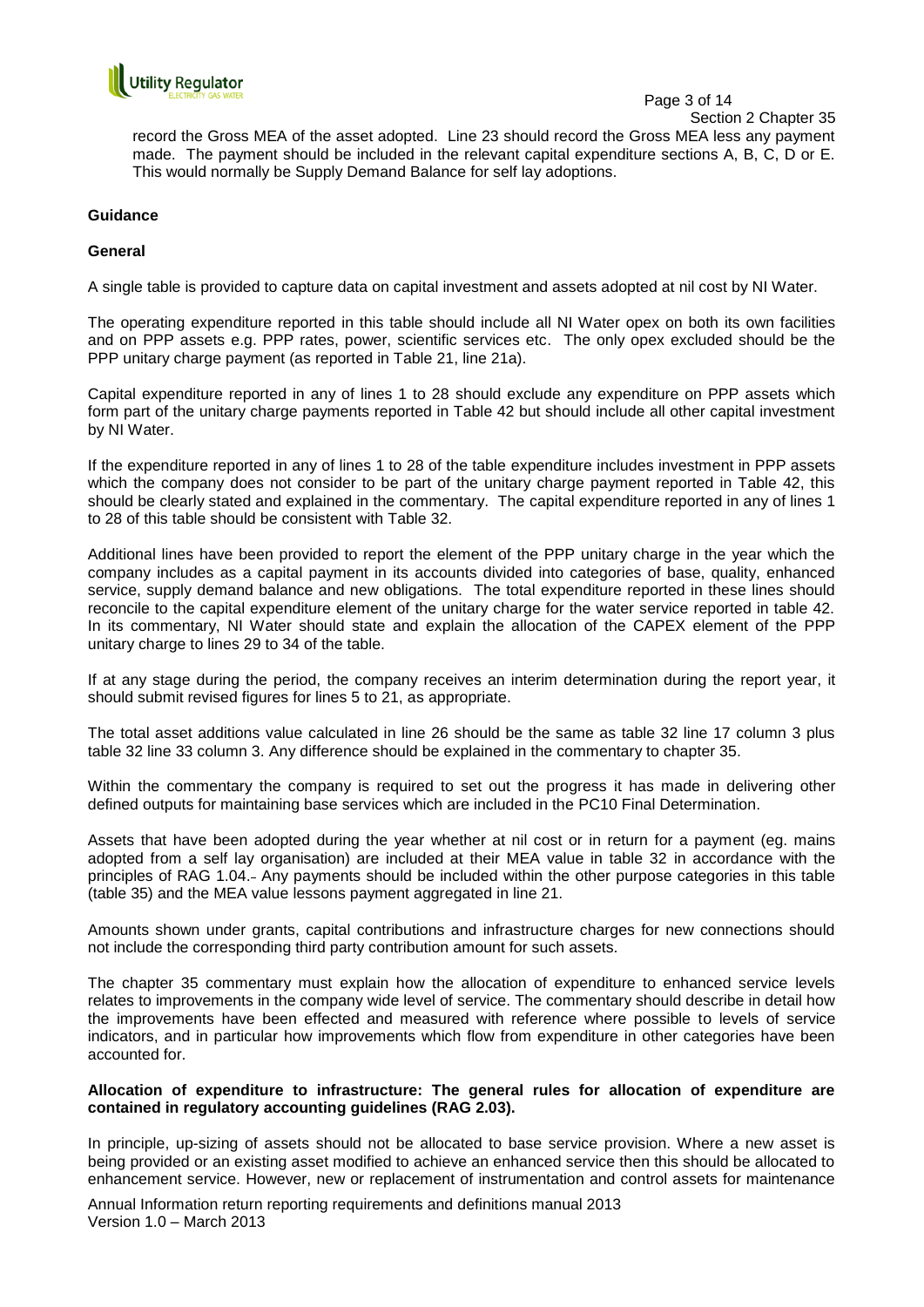record the Gross MEA of the asset adopted. Line 23 should record the Gross MEA less any payment made. The payment should be included in the relevant capital expenditure sections A, B, C, D or E. This would normally be Supply Demand Balance for self lay adoptions.

## Guidance

### General

A single table is provided to capture data on capital investment and assets adopted at nil cost by NI Water.

The operating expenditure reported in this table should include all NI Water opex on both its own facilities and on PPP assets e.g. PPP rates, power, scientific services etc. The only opex excluded should be the PPP unitary charge payment (as reported in Table 21, line 21a).

Capital expenditure reported in any of lines 1 to 28 should exclude any expenditure on PPP assets which form part of the unitary charge payments reported in Table 42 but should include all other capital investment by NI Water.

If the expenditure reported in any of lines 1 to 28 of the table expenditure includes investment in PPP assets which the company does not consider to be part of the unitary charge payment reported in Table 42, this should be clearly stated and explained in the commentary. The capital expenditure reported in any of lines 1 to 28 of this table should be consistent with Table 32.

Additional lines have been provided to report the element of the PPP unitary charge in the year which the company includes as a capital payment in its accounts divided into categories of base, quality, enhanced service, supply demand balance and new obligations. The total expenditure reported in these lines should reconcile to the capital expenditure element of the unitary charge for the water service reported in table 42. In its commentary, NI Water should state and explain the allocation of the CAPEX element of the PPP unitary charge to lines 29 to 34 of the table.

If at any stage during the period, the company receives an interim determination during the report year, it should submit revised figures for lines 5 to 21, as appropriate.

The total asset additions value calculated in line 26 should be the same as table 32 line 17 column 3 plus table 32 line 33 column 3. Any difference should be explained in the commentary to chapter 35.

Within the commentary the company is required to set out the progress it has made in delivering other defined outputs for maintaining base services which are included in the PC10 Final Determination.

Assets that have been adopted during the year whether at nil cost or in return for a payment (eg. mains adopted from a self lay organisation) are included at their MEA value in table 32 in accordance with the principles of RAG 1.04. Any payments should be included within the other purpose categories in this table (table 35) and the MEA value lessons payment aggregated in line 21.

Amounts shown under grants, capital contributions and infrastructure charges for new connections should not include the corresponding third party contribution amount for such assets.

The chapter 35 commentary must explain how the allocation of expenditure to enhanced service levels relates to improvements in the company wide level of service. The commentary should describe in detail how the improvements have been effected and measured with reference where possible to levels of service indicators, and in particular how improvements which flow from expenditure in other categories have been accounted for.

**Allocation of expenditure to infrastructure: The general rules for allocation of expenditure are contained in regulatory accounting guidelines (RAG 2.03).**

In principle, up-sizing of assets should not be allocated to base service provision. Where a new asset is being provided or an existing asset modified to achieve an enhanced service then this should be allocated to enhancement service. However, new or replacement of instrumentation and control assets for maintenance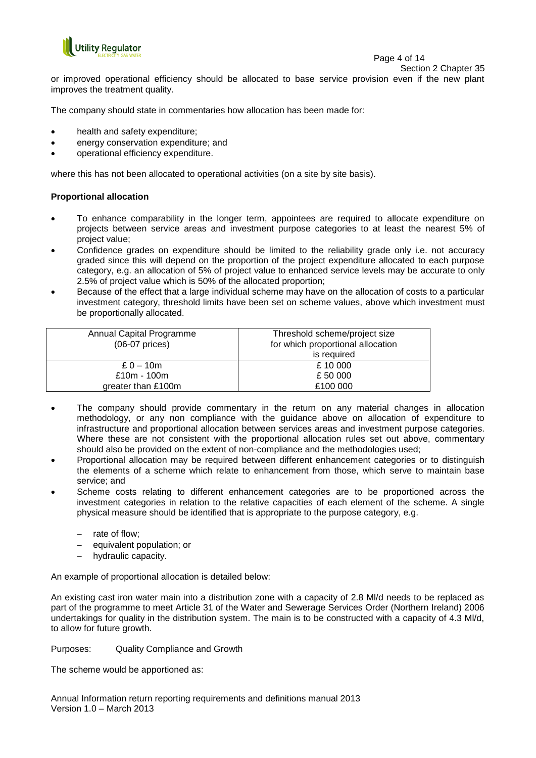or improved operational efficiency should be allocated to base service provision even if the new plant improves the treatment quality.

The company should state in commentaries how allocation has been made for:

- health and safety expenditure;
- energy conservation expenditure; and
- operational efficiency expenditure.

where this has not been allocated to operational activities (on a site by site basis).

**Proportional allocation**

- To enhance comparability in the longer term, appointees are required to allocate expenditure on projects between service areas and investment purpose categories to at least the nearest 5% of project value;
- Confidence grades on expenditure should be limited to the reliability grade only i.e. not accuracy graded since this will depend on the proportion of the project expenditure allocated to each purpose category, e.g. an allocation of 5% of project value to enhanced service levels may be accurate to only 2.5% of project value which is 50% of the allocated proportion;
- Because of the effect that a large individual scheme may have on the allocation of costs to a particular investment category, threshold limits have been set on scheme values, above which investment must be proportionally allocated.

| Annual Capital Programme (06-07 prices) | Threshold scheme/project size for which proportional allocation is required |
|---|---|
| £ 0 – 10m | £ 10 000 |
| £10m - 100m | £ 50 000 |
| greater than £100m | £100 000 |

- The company should provide commentary in the return on any material changes in allocation methodology, or any non compliance with the guidance above on allocation of expenditure to infrastructure and proportional allocation between services areas and investment purpose categories. Where these are not consistent with the proportional allocation rules set out above, commentary should also be provided on the extent of non-compliance and the methodologies used;
- Proportional allocation may be required between different enhancement categories or to distinguish the elements of a scheme which relate to enhancement from those, which serve to maintain base service; and
- Scheme costs relating to different enhancement categories are to be proportioned across the investment categories in relation to the relative capacities of each element of the scheme. A single physical measure should be identified that is appropriate to the purpose category, e.g.
  - rate of flow;
  - equivalent population; or
  - hydraulic capacity.

An example of proportional allocation is detailed below:

An existing cast iron water main into a distribution zone with a capacity of 2.8 Ml/d needs to be replaced as part of the programme to meet Article 31 of the Water and Sewerage Services Order (Northern Ireland) 2006 undertakings for quality in the distribution system. The main is to be constructed with a capacity of 4.3 Ml/d, to allow for future growth.

Purposes: Quality Compliance and Growth

The scheme would be apportioned as: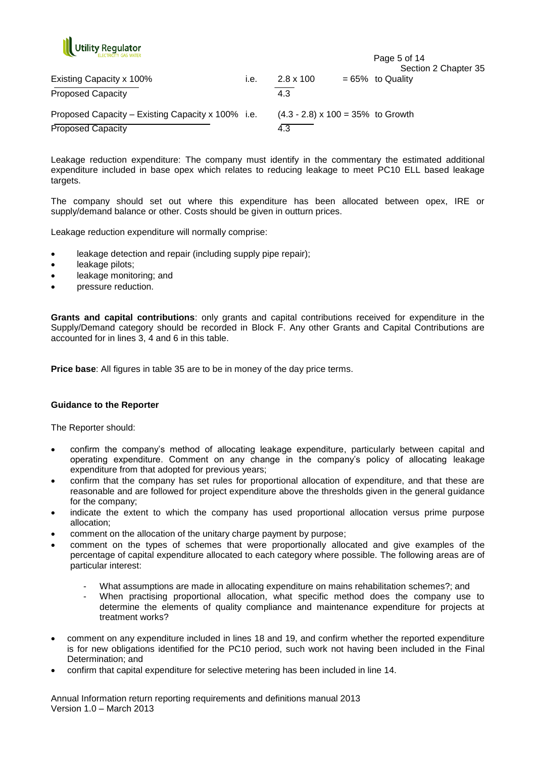$$\frac{\text{Existing Capacity} \times 100\%}{\text{Proposed Capacity}} \quad \text{i.e.} \quad \frac{2.8 \times 100}{4.3} = 65\% \text{ to Quality}$$

$$\frac{\text{Proposed Capacity} - \text{Existing Capacity} \times 100\%}{\text{Proposed Capacity}} \quad \text{i.e.} \quad \frac{(4.3 - 2.8) \times 100}{4.3} = 35\% \text{ to Growth}$$

Leakage reduction expenditure: The company must identify in the commentary the estimated additional expenditure included in base opex which relates to reducing leakage to meet PC10 ELL based leakage targets.

The company should set out where this expenditure has been allocated between opex, IRE or supply/demand balance or other. Costs should be given in outturn prices.

Leakage reduction expenditure will normally comprise:

- leakage detection and repair (including supply pipe repair);
- leakage pilots;
- leakage monitoring; and
- pressure reduction.

**Grants and capital contributions**: only grants and capital contributions received for expenditure in the Supply/Demand category should be recorded in Block F. Any other Grants and Capital Contributions are accounted for in lines 3, 4 and 6 in this table.

**Price base**: All figures in table 35 are to be in money of the day price terms.

**Guidance to the Reporter**

The Reporter should:

- confirm the company's method of allocating leakage expenditure, particularly between capital and operating expenditure. Comment on any change in the company's policy of allocating leakage expenditure from that adopted for previous years;
- confirm that the company has set rules for proportional allocation of expenditure, and that these are reasonable and are followed for project expenditure above the thresholds given in the general guidance for the company;
- indicate the extent to which the company has used proportional allocation versus prime purpose allocation;
- comment on the allocation of the unitary charge payment by purpose;
- comment on the types of schemes that were proportionally allocated and give examples of the percentage of capital expenditure allocated to each category where possible. The following areas are of particular interest:
  - What assumptions are made in allocating expenditure on mains rehabilitation schemes?; and
  - When practising proportional allocation, what specific method does the company use to determine the elements of quality compliance and maintenance expenditure for projects at treatment works?
- comment on any expenditure included in lines 18 and 19, and confirm whether the reported expenditure is for new obligations identified for the PC10 period, such work not having been included in the Final Determination; and
- confirm that capital expenditure for selective metering has been included in line 14.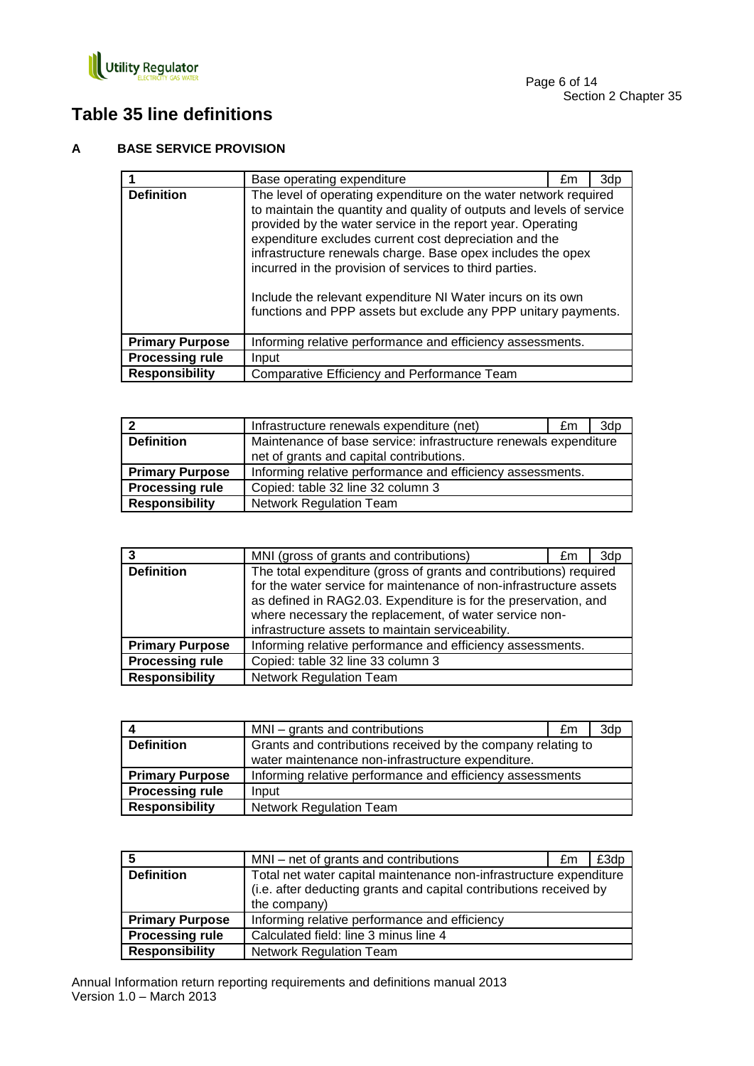# Table 35 line definitions

## A BASE SERVICE PROVISION

| 1 | Base operating expenditure | £m | 3dp |
|---|---|---|---|
| **Definition** | The level of operating expenditure on the water network required to maintain the quantity and quality of outputs and levels of service provided by the water service in the report year. Operating expenditure excludes current cost depreciation and the infrastructure renewals charge. Base opex includes the opex incurred in the provision of services to third parties.<br><br>Include the relevant expenditure NI Water incurs on its own functions and PPP assets but exclude any PPP unitary payments. | | |
| **Primary Purpose** | Informing relative performance and efficiency assessments. | | |
| **Processing rule** | Input | | |
| **Responsibility** | Comparative Efficiency and Performance Team | | |

| 2 | Infrastructure renewals expenditure (net) | £m | 3dp |
|---|---|---|---|
| **Definition** | Maintenance of base service: infrastructure renewals expenditure net of grants and capital contributions. | | |
| **Primary Purpose** | Informing relative performance and efficiency assessments. | | |
| **Processing rule** | Copied: table 32 line 32 column 3 | | |
| **Responsibility** | Network Regulation Team | | |

| 3 | MNI (gross of grants and contributions) | £m | 3dp |
|---|---|---|---|
| **Definition** | The total expenditure (gross of grants and contributions) required for the water service for maintenance of non-infrastructure assets as defined in RAG2.03. Expenditure is for the preservation, and where necessary the replacement, of water service non-infrastructure assets to maintain serviceability. | | |
| **Primary Purpose** | Informing relative performance and efficiency assessments. | | |
| **Processing rule** | Copied: table 32 line 33 column 3 | | |
| **Responsibility** | Network Regulation Team | | |

| 4 | MNI – grants and contributions | £m | 3dp |
|---|---|---|---|
| **Definition** | Grants and contributions received by the company relating to water maintenance non-infrastructure expenditure. | | |
| **Primary Purpose** | Informing relative performance and efficiency assessments | | |
| **Processing rule** | Input | | |
| **Responsibility** | Network Regulation Team | | |

| 5 | MNI – net of grants and contributions | £m | £3dp |
|---|---|---|---|
| **Definition** | Total net water capital maintenance non-infrastructure expenditure (i.e. after deducting grants and capital contributions received by the company) | | |
| **Primary Purpose** | Informing relative performance and efficiency | | |
| **Processing rule** | Calculated field: line 3 minus line 4 | | |
| **Responsibility** | Network Regulation Team | | |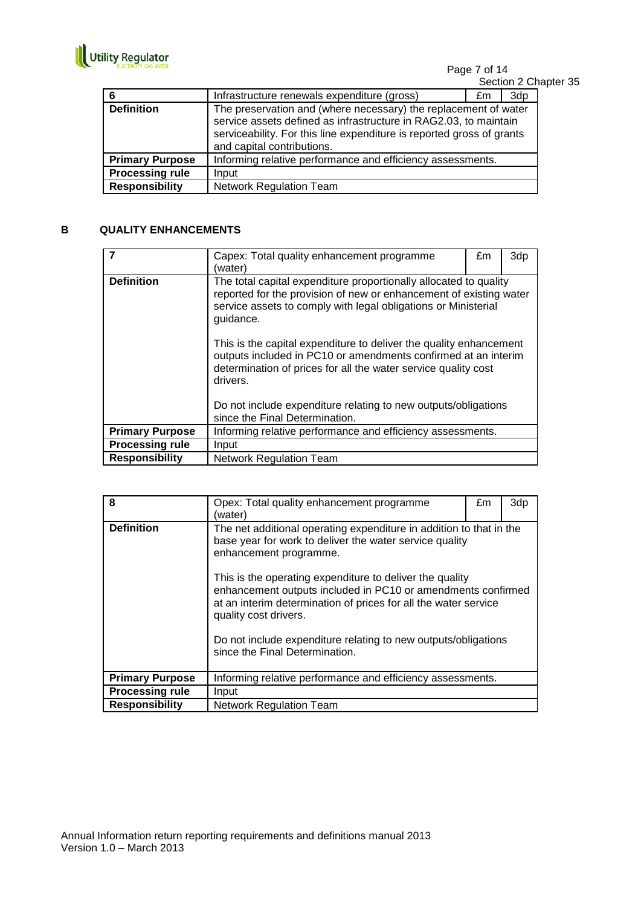| 6 | Infrastructure renewals expenditure (gross) | £m | 3dp |
|---|---|---|---|
| **Definition** | The preservation and (where necessary) the replacement of water service assets defined as infrastructure in RAG2.03, to maintain serviceability. For this line expenditure is reported gross of grants and capital contributions. | | |
| **Primary Purpose** | Informing relative performance and efficiency assessments. | | |
| **Processing rule** | Input | | |
| **Responsibility** | Network Regulation Team | | |

## B QUALITY ENHANCEMENTS

| 7 | Capex: Total quality enhancement programme (water) | £m | 3dp |
|---|---|---|---|
| **Definition** | The total capital expenditure proportionally allocated to quality reported for the provision of new or enhancement of existing water service assets to comply with legal obligations or Ministerial guidance.<br><br>This is the capital expenditure to deliver the quality enhancement outputs included in PC10 or amendments confirmed at an interim determination of prices for all the water service quality cost drivers.<br><br>Do not include expenditure relating to new outputs/obligations since the Final Determination. | | |
| **Primary Purpose** | Informing relative performance and efficiency assessments. | | |
| **Processing rule** | Input | | |
| **Responsibility** | Network Regulation Team | | |

| 8 | Opex: Total quality enhancement programme (water) | £m | 3dp |
|---|---|---|---|
| **Definition** | The net additional operating expenditure in addition to that in the base year for work to deliver the water service quality enhancement programme.<br><br>This is the operating expenditure to deliver the quality enhancement outputs included in PC10 or amendments confirmed at an interim determination of prices for all the water service quality cost drivers.<br><br>Do not include expenditure relating to new outputs/obligations since the Final Determination. | | |
| **Primary Purpose** | Informing relative performance and efficiency assessments. | | |
| **Processing rule** | Input | | |
| **Responsibility** | Network Regulation Team | | |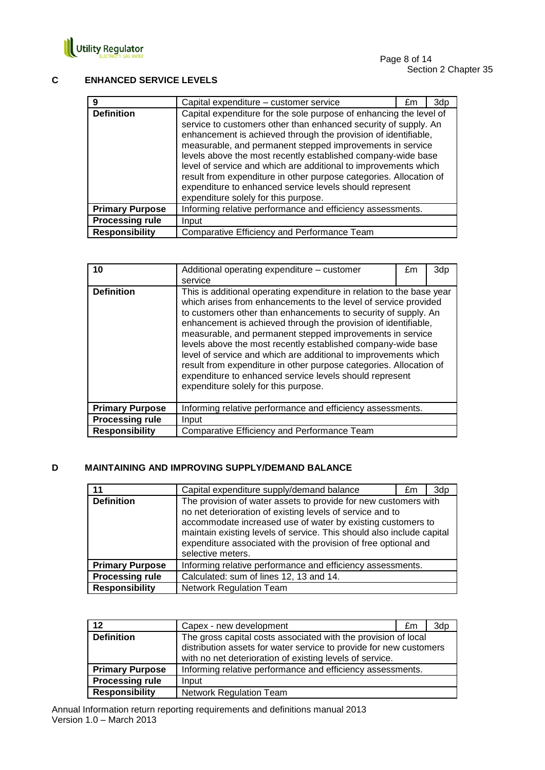## C ENHANCED SERVICE LEVELS

| 9 | Capital expenditure – customer service | £m | 3dp |
|---|---|---|---|
| **Definition** | Capital expenditure for the sole purpose of enhancing the level of service to customers other than enhanced security of supply. An enhancement is achieved through the provision of identifiable, measurable, and permanent stepped improvements in service levels above the most recently established company-wide base level of service and which are additional to improvements which result from expenditure in other purpose categories. Allocation of expenditure to enhanced service levels should represent expenditure solely for this purpose. | | |
| **Primary Purpose** | Informing relative performance and efficiency assessments. | | |
| **Processing rule** | Input | | |
| **Responsibility** | Comparative Efficiency and Performance Team | | |

| 10 | Additional operating expenditure – customer service | £m | 3dp |
|---|---|---|---|
| **Definition** | This is additional operating expenditure in relation to the base year which arises from enhancements to the level of service provided to customers other than enhancements to security of supply. An enhancement is achieved through the provision of identifiable, measurable, and permanent stepped improvements in service levels above the most recently established company-wide base level of service and which are additional to improvements which result from expenditure in other purpose categories. Allocation of expenditure to enhanced service levels should represent expenditure solely for this purpose. | | |
| **Primary Purpose** | Informing relative performance and efficiency assessments. | | |
| **Processing rule** | Input | | |
| **Responsibility** | Comparative Efficiency and Performance Team | | |

## D MAINTAINING AND IMPROVING SUPPLY/DEMAND BALANCE

| 11 | Capital expenditure supply/demand balance | £m | 3dp |
|---|---|---|---|
| **Definition** | The provision of water assets to provide for new customers with no net deterioration of existing levels of service and to accommodate increased use of water by existing customers to maintain existing levels of service. This should also include capital expenditure associated with the provision of free optional and selective meters. | | |
| **Primary Purpose** | Informing relative performance and efficiency assessments. | | |
| **Processing rule** | Calculated: sum of lines 12, 13 and 14. | | |
| **Responsibility** | Network Regulation Team | | |

| 12 | Capex - new development | £m | 3dp |
|---|---|---|---|
| **Definition** | The gross capital costs associated with the provision of local distribution assets for water service to provide for new customers with no net deterioration of existing levels of service. | | |
| **Primary Purpose** | Informing relative performance and efficiency assessments. | | |
| **Processing rule** | Input | | |
| **Responsibility** | Network Regulation Team | | |

Annual Information return reporting requirements and definitions manual 2013
Version 1.0 – March 2013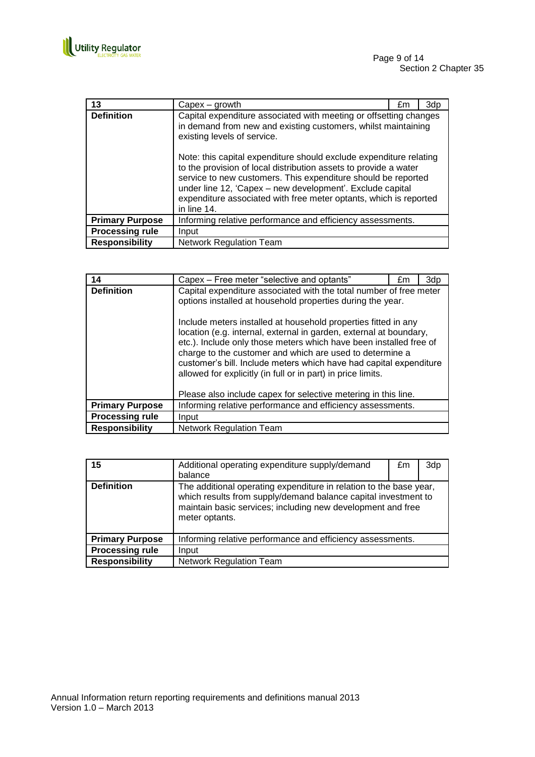| 13 | Capex – growth | £m | 3dp |
|---|---|---|---|
| **Definition** | Capital expenditure associated with meeting or offsetting changes in demand from new and existing customers, whilst maintaining existing levels of service.<br><br>Note: this capital expenditure should exclude expenditure relating to the provision of local distribution assets to provide a water service to new customers. This expenditure should be reported under line 12, 'Capex – new development'. Exclude capital expenditure associated with free meter optants, which is reported in line 14. | | |
| **Primary Purpose** | Informing relative performance and efficiency assessments. | | |
| **Processing rule** | Input | | |
| **Responsibility** | Network Regulation Team | | |

| 14 | Capex – Free meter "selective and optants" | £m | 3dp |
|---|---|---|---|
| **Definition** | Capital expenditure associated with the total number of free meter options installed at household properties during the year.<br><br>Include meters installed at household properties fitted in any location (e.g. internal, external in garden, external at boundary, etc.). Include only those meters which have been installed free of charge to the customer and which are used to determine a customer's bill. Include meters which have had capital expenditure allowed for explicitly (in full or in part) in price limits.<br><br>Please also include capex for selective metering in this line. | | |
| **Primary Purpose** | Informing relative performance and efficiency assessments. | | |
| **Processing rule** | Input | | |
| **Responsibility** | Network Regulation Team | | |

| 15 | Additional operating expenditure supply/demand balance | £m | 3dp |
|---|---|---|---|
| **Definition** | The additional operating expenditure in relation to the base year, which results from supply/demand balance capital investment to maintain basic services; including new development and free meter optants. | | |
| **Primary Purpose** | Informing relative performance and efficiency assessments. | | |
| **Processing rule** | Input | | |
| **Responsibility** | Network Regulation Team | | |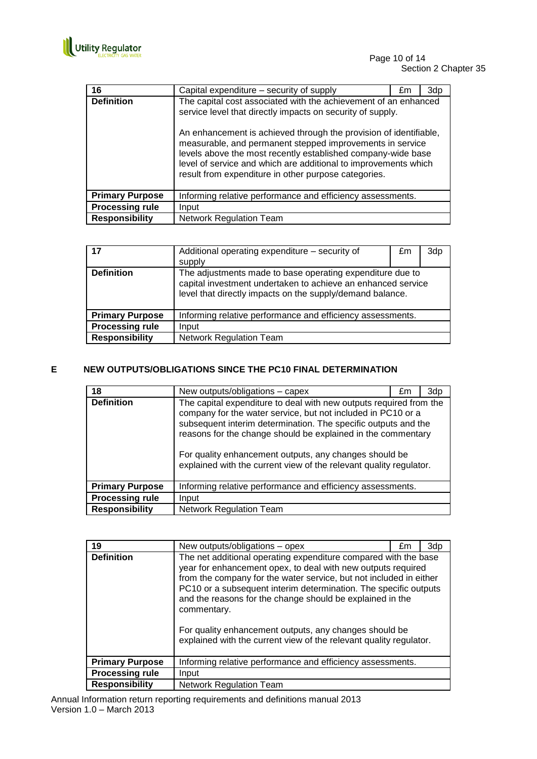| 16 | Capital expenditure – security of supply | £m | 3dp |
|---|---|---|---|
| **Definition** | The capital cost associated with the achievement of an enhanced service level that directly impacts on security of supply.<br><br>An enhancement is achieved through the provision of identifiable, measurable, and permanent stepped improvements in service levels above the most recently established company-wide base level of service and which are additional to improvements which result from expenditure in other purpose categories. | | |
| **Primary Purpose** | Informing relative performance and efficiency assessments. | | |
| **Processing rule** | Input | | |
| **Responsibility** | Network Regulation Team | | |

| 17 | Additional operating expenditure – security of supply | £m | 3dp |
|---|---|---|---|
| **Definition** | The adjustments made to base operating expenditure due to capital investment undertaken to achieve an enhanced service level that directly impacts on the supply/demand balance. | | |
| **Primary Purpose** | Informing relative performance and efficiency assessments. | | |
| **Processing rule** | Input | | |
| **Responsibility** | Network Regulation Team | | |

## E NEW OUTPUTS/OBLIGATIONS SINCE THE PC10 FINAL DETERMINATION

| 18 | New outputs/obligations – capex | £m | 3dp |
|---|---|---|---|
| **Definition** | The capital expenditure to deal with new outputs required from the company for the water service, but not included in PC10 or a subsequent interim determination. The specific outputs and the reasons for the change should be explained in the commentary<br><br>For quality enhancement outputs, any changes should be explained with the current view of the relevant quality regulator. | | |
| **Primary Purpose** | Informing relative performance and efficiency assessments. | | |
| **Processing rule** | Input | | |
| **Responsibility** | Network Regulation Team | | |

| 19 | New outputs/obligations – opex | £m | 3dp |
|---|---|---|---|
| **Definition** | The net additional operating expenditure compared with the base year for enhancement opex, to deal with new outputs required from the company for the water service, but not included in either PC10 or a subsequent interim determination. The specific outputs and the reasons for the change should be explained in the commentary.<br><br>For quality enhancement outputs, any changes should be explained with the current view of the relevant quality regulator. | | |
| **Primary Purpose** | Informing relative performance and efficiency assessments. | | |
| **Processing rule** | Input | | |
| **Responsibility** | Network Regulation Team | | |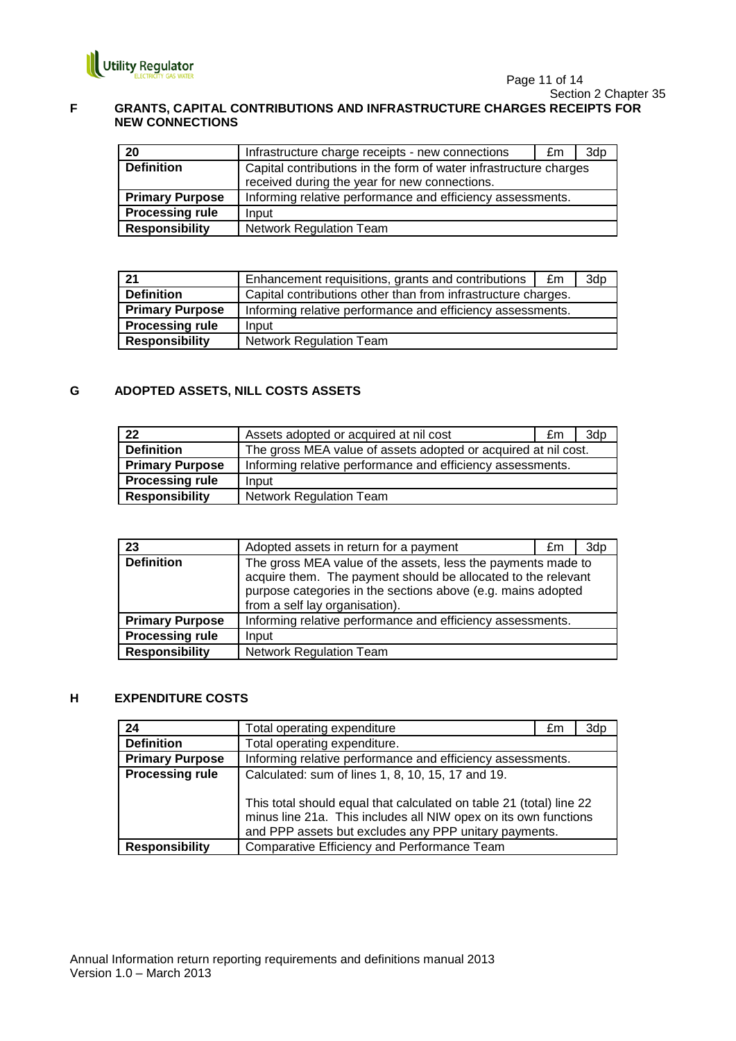## F GRANTS, CAPITAL CONTRIBUTIONS AND INFRASTRUCTURE CHARGES RECEIPTS FOR NEW CONNECTIONS

| 20 | Infrastructure charge receipts - new connections | £m | 3dp |
|---|---|---|---|
| **Definition** | Capital contributions in the form of water infrastructure charges received during the year for new connections. | | |
| **Primary Purpose** | Informing relative performance and efficiency assessments. | | |
| **Processing rule** | Input | | |
| **Responsibility** | Network Regulation Team | | |

| 21 | Enhancement requisitions, grants and contributions | £m | 3dp |
|---|---|---|---|
| **Definition** | Capital contributions other than from infrastructure charges. | | |
| **Primary Purpose** | Informing relative performance and efficiency assessments. | | |
| **Processing rule** | Input | | |
| **Responsibility** | Network Regulation Team | | |

## G ADOPTED ASSETS, NILL COSTS ASSETS

| 22 | Assets adopted or acquired at nil cost | £m | 3dp |
|---|---|---|---|
| **Definition** | The gross MEA value of assets adopted or acquired at nil cost. | | |
| **Primary Purpose** | Informing relative performance and efficiency assessments. | | |
| **Processing rule** | Input | | |
| **Responsibility** | Network Regulation Team | | |

| 23 | Adopted assets in return for a payment | £m | 3dp |
|---|---|---|---|
| **Definition** | The gross MEA value of the assets, less the payments made to acquire them. The payment should be allocated to the relevant purpose categories in the sections above (e.g. mains adopted from a self lay organisation). | | |
| **Primary Purpose** | Informing relative performance and efficiency assessments. | | |
| **Processing rule** | Input | | |
| **Responsibility** | Network Regulation Team | | |

## H EXPENDITURE COSTS

| 24 | Total operating expenditure | £m | 3dp |
|---|---|---|---|
| **Definition** | Total operating expenditure. | | |
| **Primary Purpose** | Informing relative performance and efficiency assessments. | | |
| **Processing rule** | Calculated: sum of lines 1, 8, 10, 15, 17 and 19.<br><br>This total should equal that calculated on table 21 (total) line 22 minus line 21a. This includes all NIW opex on its own functions and PPP assets but excludes any PPP unitary payments. | | |
| **Responsibility** | Comparative Efficiency and Performance Team | | |

Annual Information return reporting requirements and definitions manual 2013
Version 1.0 – March 2013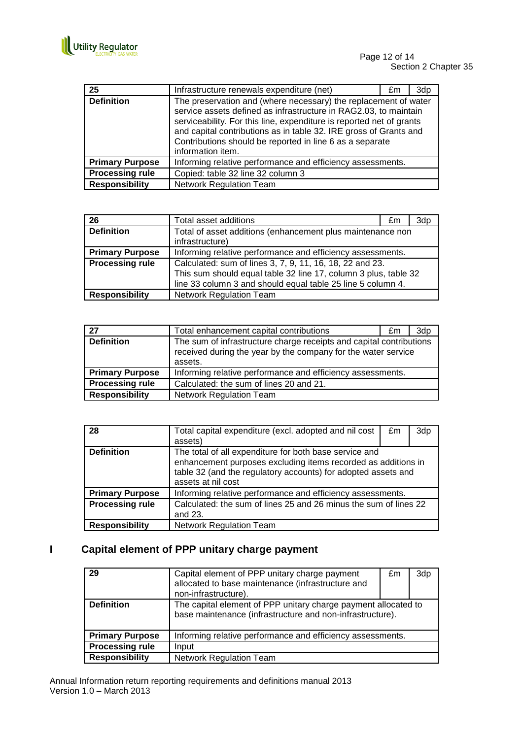| 25 | Infrastructure renewals expenditure (net) | £m | 3dp |
|---|---|---|---|
| **Definition** | The preservation and (where necessary) the replacement of water service assets defined as infrastructure in RAG2.03, to maintain serviceability. For this line, expenditure is reported net of grants and capital contributions as in table 32. IRE gross of Grants and Contributions should be reported in line 6 as a separate information item. | | |
| **Primary Purpose** | Informing relative performance and efficiency assessments. | | |
| **Processing rule** | Copied: table 32 line 32 column 3 | | |
| **Responsibility** | Network Regulation Team | | |

| 26 | Total asset additions | £m | 3dp |
|---|---|---|---|
| **Definition** | Total of asset additions (enhancement plus maintenance non infrastructure) | | |
| **Primary Purpose** | Informing relative performance and efficiency assessments. | | |
| **Processing rule** | Calculated: sum of lines 3, 7, 9, 11, 16, 18, 22 and 23. This sum should equal table 32 line 17, column 3 plus, table 32 line 33 column 3 and should equal table 25 line 5 column 4. | | |
| **Responsibility** | Network Regulation Team | | |

| 27 | Total enhancement capital contributions | £m | 3dp |
|---|---|---|---|
| **Definition** | The sum of infrastructure charge receipts and capital contributions received during the year by the company for the water service assets. | | |
| **Primary Purpose** | Informing relative performance and efficiency assessments. | | |
| **Processing rule** | Calculated: the sum of lines 20 and 21. | | |
| **Responsibility** | Network Regulation Team | | |

| 28 | Total capital expenditure (excl. adopted and nil cost assets) | £m | 3dp |
|---|---|---|---|
| **Definition** | The total of all expenditure for both base service and enhancement purposes excluding items recorded as additions in table 32 (and the regulatory accounts) for adopted assets and assets at nil cost | | |
| **Primary Purpose** | Informing relative performance and efficiency assessments. | | |
| **Processing rule** | Calculated: the sum of lines 25 and 26 minus the sum of lines 22 and 23. | | |
| **Responsibility** | Network Regulation Team | | |

## I Capital element of PPP unitary charge payment

| 29 | Capital element of PPP unitary charge payment allocated to base maintenance (infrastructure and non-infrastructure). | £m | 3dp |
|---|---|---|---|
| **Definition** | The capital element of PPP unitary charge payment allocated to base maintenance (infrastructure and non-infrastructure). | | |
| **Primary Purpose** | Informing relative performance and efficiency assessments. | | |
| **Processing rule** | Input | | |
| **Responsibility** | Network Regulation Team | | |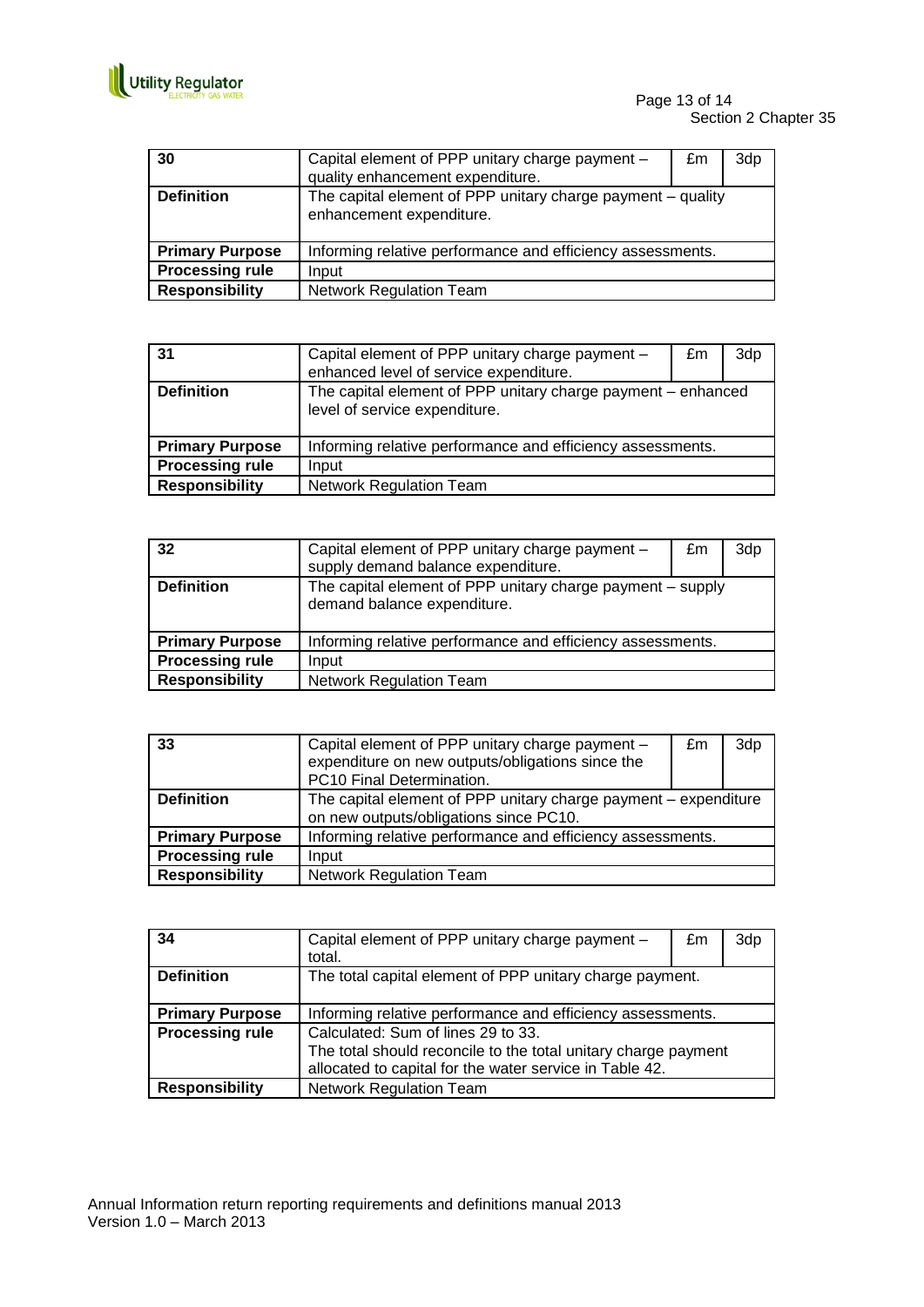| 30 | Capital element of PPP unitary charge payment – quality enhancement expenditure. | £m | 3dp |
|---|---|---|---|
| **Definition** | The capital element of PPP unitary charge payment – quality enhancement expenditure. | | |
| **Primary Purpose** | Informing relative performance and efficiency assessments. | | |
| **Processing rule** | Input | | |
| **Responsibility** | Network Regulation Team | | |

| 31 | Capital element of PPP unitary charge payment – enhanced level of service expenditure. | £m | 3dp |
|---|---|---|---|
| **Definition** | The capital element of PPP unitary charge payment – enhanced level of service expenditure. | | |
| **Primary Purpose** | Informing relative performance and efficiency assessments. | | |
| **Processing rule** | Input | | |
| **Responsibility** | Network Regulation Team | | |

| 32 | Capital element of PPP unitary charge payment – supply demand balance expenditure. | £m | 3dp |
|---|---|---|---|
| **Definition** | The capital element of PPP unitary charge payment – supply demand balance expenditure. | | |
| **Primary Purpose** | Informing relative performance and efficiency assessments. | | |
| **Processing rule** | Input | | |
| **Responsibility** | Network Regulation Team | | |

| 33 | Capital element of PPP unitary charge payment – expenditure on new outputs/obligations since the PC10 Final Determination. | £m | 3dp |
|---|---|---|---|
| **Definition** | The capital element of PPP unitary charge payment – expenditure on new outputs/obligations since PC10. | | |
| **Primary Purpose** | Informing relative performance and efficiency assessments. | | |
| **Processing rule** | Input | | |
| **Responsibility** | Network Regulation Team | | |

| 34 | Capital element of PPP unitary charge payment – total. | £m | 3dp |
|---|---|---|---|
| **Definition** | The total capital element of PPP unitary charge payment. | | |
| **Primary Purpose** | Informing relative performance and efficiency assessments. | | |
| **Processing rule** | Calculated: Sum of lines 29 to 33. The total should reconcile to the total unitary charge payment allocated to capital for the water service in Table 42. | | |
| **Responsibility** | Network Regulation Team | | |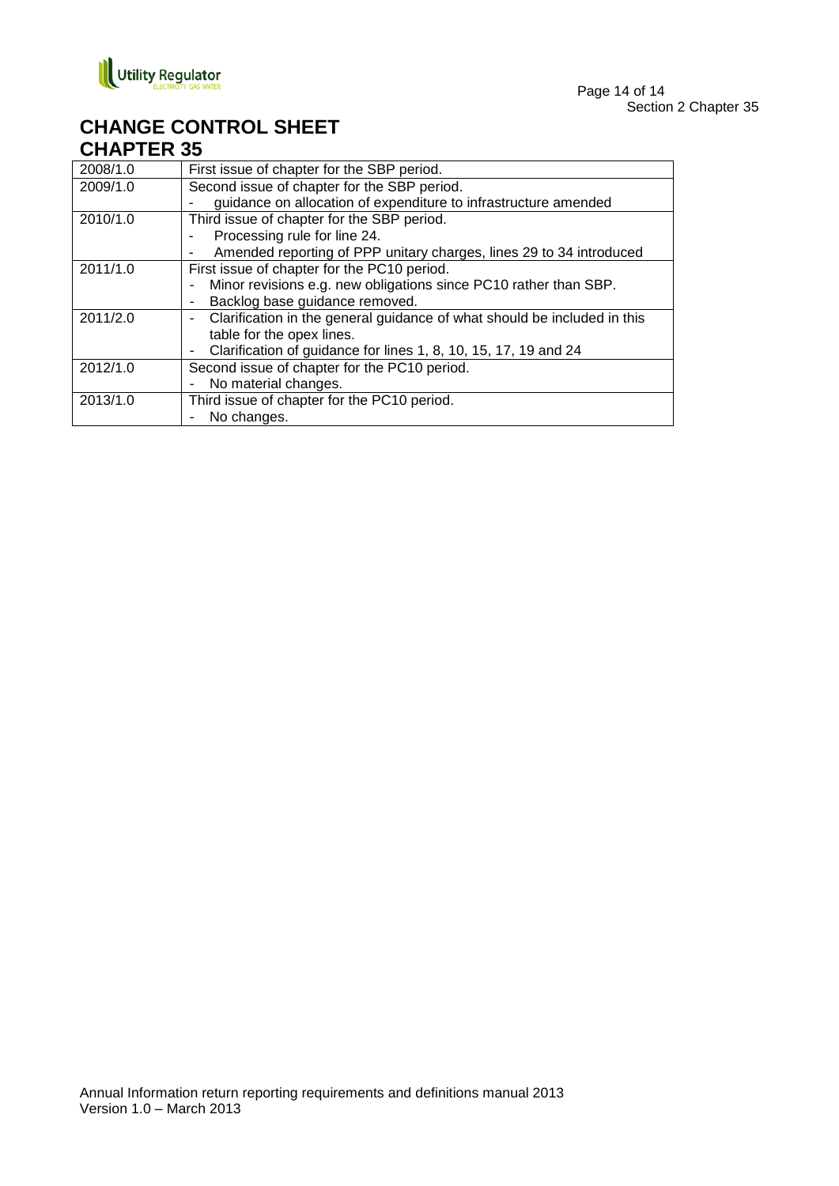# CHANGE CONTROL SHEET
# CHAPTER 35

| | |
|---|---|
| 2008/1.0 | First issue of chapter for the SBP period. |
| 2009/1.0 | Second issue of chapter for the SBP period.<br>- guidance on allocation of expenditure to infrastructure amended |
| 2010/1.0 | Third issue of chapter for the SBP period.<br>- Processing rule for line 24.<br>- Amended reporting of PPP unitary charges, lines 29 to 34 introduced |
| 2011/1.0 | First issue of chapter for the PC10 period.<br>- Minor revisions e.g. new obligations since PC10 rather than SBP.<br>- Backlog base guidance removed. |
| 2011/2.0 | - Clarification in the general guidance of what should be included in this table for the opex lines.<br>- Clarification of guidance for lines 1, 8, 10, 15, 17, 19 and 24 |
| 2012/1.0 | Second issue of chapter for the PC10 period.<br>- No material changes. |
| 2013/1.0 | Third issue of chapter for the PC10 period.<br>- No changes. |